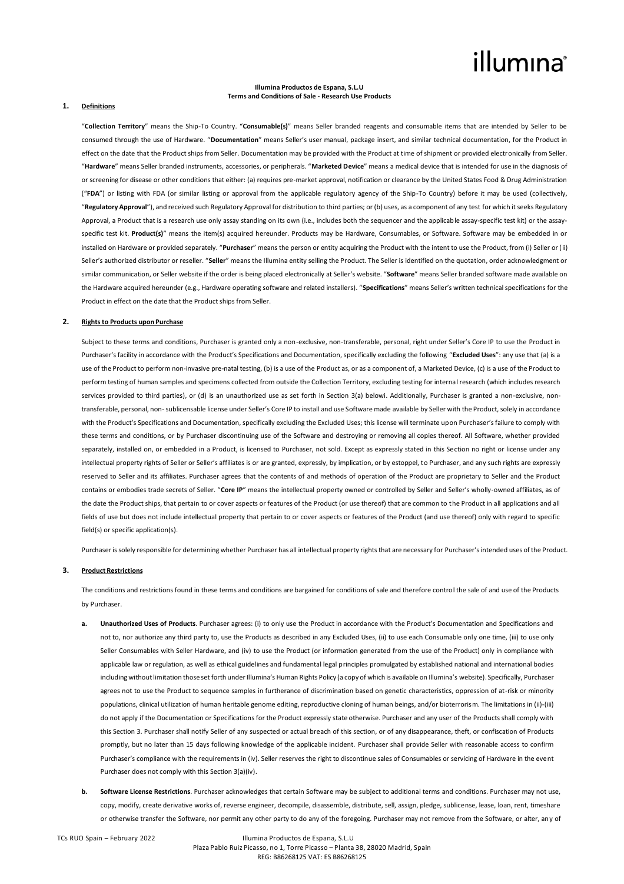**Illumina Productos de Espana, S.L.U**
**Terms and Conditions of Sale - Research Use Products**

## 1. Definitions

"**Collection Territory**" means the Ship-To Country. "**Consumable(s)**" means Seller branded reagents and consumable items that are intended by Seller to be consumed through the use of Hardware. "**Documentation**" means Seller's user manual, package insert, and similar technical documentation, for the Product in effect on the date that the Product ships from Seller. Documentation may be provided with the Product at time of shipment or provided electronically from Seller. "**Hardware**" means Seller branded instruments, accessories, or peripherals. "**Marketed Device**" means a medical device that is intended for use in the diagnosis of or screening for disease or other conditions that either: (a) requires pre-market approval, notification or clearance by the United States Food & Drug Administration ("**FDA**") or listing with FDA (or similar listing or approval from the applicable regulatory agency of the Ship-To Country) before it may be used (collectively, "**Regulatory Approval**"), and received such Regulatory Approval for distribution to third parties; or (b) uses, as a component of any test for which it seeks Regulatory Approval, a Product that is a research use only assay standing on its own (i.e., includes both the sequencer and the applicable assay-specific test kit) or the assay-specific test kit. **Product(s)**" means the item(s) acquired hereunder. Products may be Hardware, Consumables, or Software. Software may be embedded in or installed on Hardware or provided separately. "**Purchaser**" means the person or entity acquiring the Product with the intent to use the Product, from (i) Seller or (ii) Seller's authorized distributor or reseller. "**Seller**" means the Illumina entity selling the Product. The Seller is identified on the quotation, order acknowledgment or similar communication, or Seller website if the order is being placed electronically at Seller's website. "**Software**" means Seller branded software made available on the Hardware acquired hereunder (e.g., Hardware operating software and related installers). "**Specifications**" means Seller's written technical specifications for the Product in effect on the date that the Product ships from Seller.

## 2. Rights to Products upon Purchase

Subject to these terms and conditions, Purchaser is granted only a non-exclusive, non-transferable, personal, right under Seller's Core IP to use the Product in Purchaser's facility in accordance with the Product's Specifications and Documentation, specifically excluding the following "**Excluded Uses**": any use that (a) is a use of the Product to perform non-invasive pre-natal testing, (b) is a use of the Product as, or as a component of, a Marketed Device, (c) is a use of the Product to perform testing of human samples and specimens collected from outside the Collection Territory, excluding testing for internal research (which includes research services provided to third parties), or (d) is an unauthorized use as set forth in Section 3(a) belowi. Additionally, Purchaser is granted a non-exclusive, non-transferable, personal, non- sublicensable license under Seller's Core IP to install and use Software made available by Seller with the Product, solely in accordance with the Product's Specifications and Documentation, specifically excluding the Excluded Uses; this license will terminate upon Purchaser's failure to comply with these terms and conditions, or by Purchaser discontinuing use of the Software and destroying or removing all copies thereof. All Software, whether provided separately, installed on, or embedded in a Product, is licensed to Purchaser, not sold. Except as expressly stated in this Section no right or license under any intellectual property rights of Seller or Seller's affiliates is or are granted, expressly, by implication, or by estoppel, to Purchaser, and any such rights are expressly reserved to Seller and its affiliates. Purchaser agrees that the contents of and methods of operation of the Product are proprietary to Seller and the Product contains or embodies trade secrets of Seller. "**Core IP**" means the intellectual property owned or controlled by Seller and Seller's wholly-owned affiliates, as of the date the Product ships, that pertain to or cover aspects or features of the Product (or use thereof) that are common to the Product in all applications and all fields of use but does not include intellectual property that pertain to or cover aspects or features of the Product (and use thereof) only with regard to specific field(s) or specific application(s).

Purchaser is solely responsible for determining whether Purchaser has all intellectual property rights that are necessary for Purchaser's intended uses of the Product.

## 3. Product Restrictions

The conditions and restrictions found in these terms and conditions are bargained for conditions of sale and therefore control the sale of and use of the Products by Purchaser.

a. **Unauthorized Uses of Products**. Purchaser agrees: (i) to only use the Product in accordance with the Product's Documentation and Specifications and not to, nor authorize any third party to, use the Products as described in any Excluded Uses, (ii) to use each Consumable only one time, (iii) to use only Seller Consumables with Seller Hardware, and (iv) to use the Product (or information generated from the use of the Product) only in compliance with applicable law or regulation, as well as ethical guidelines and fundamental legal principles promulgated by established national and international bodies including without limitation those set forth under Illumina's Human Rights Policy (a copy of which is available on Illumina's website). Specifically, Purchaser agrees not to use the Product to sequence samples in furtherance of discrimination based on genetic characteristics, oppression of at-risk or minority populations, clinical utilization of human heritable genome editing, reproductive cloning of human beings, and/or bioterrorism. The limitations in (ii)-(iii) do not apply if the Documentation or Specifications for the Product expressly state otherwise. Purchaser and any user of the Products shall comply with this Section 3. Purchaser shall notify Seller of any suspected or actual breach of this section, or of any disappearance, theft, or confiscation of Products promptly, but no later than 15 days following knowledge of the applicable incident. Purchaser shall provide Seller with reasonable access to confirm Purchaser's compliance with the requirements in (iv). Seller reserves the right to discontinue sales of Consumables or servicing of Hardware in the event Purchaser does not comply with this Section 3(a)(iv).

b. **Software License Restrictions**. Purchaser acknowledges that certain Software may be subject to additional terms and conditions. Purchaser may not use, copy, modify, create derivative works of, reverse engineer, decompile, disassemble, distribute, sell, assign, pledge, sublicense, lease, loan, rent, timeshare or otherwise transfer the Software, nor permit any other party to do any of the foregoing. Purchaser may not remove from the Software, or alter, any of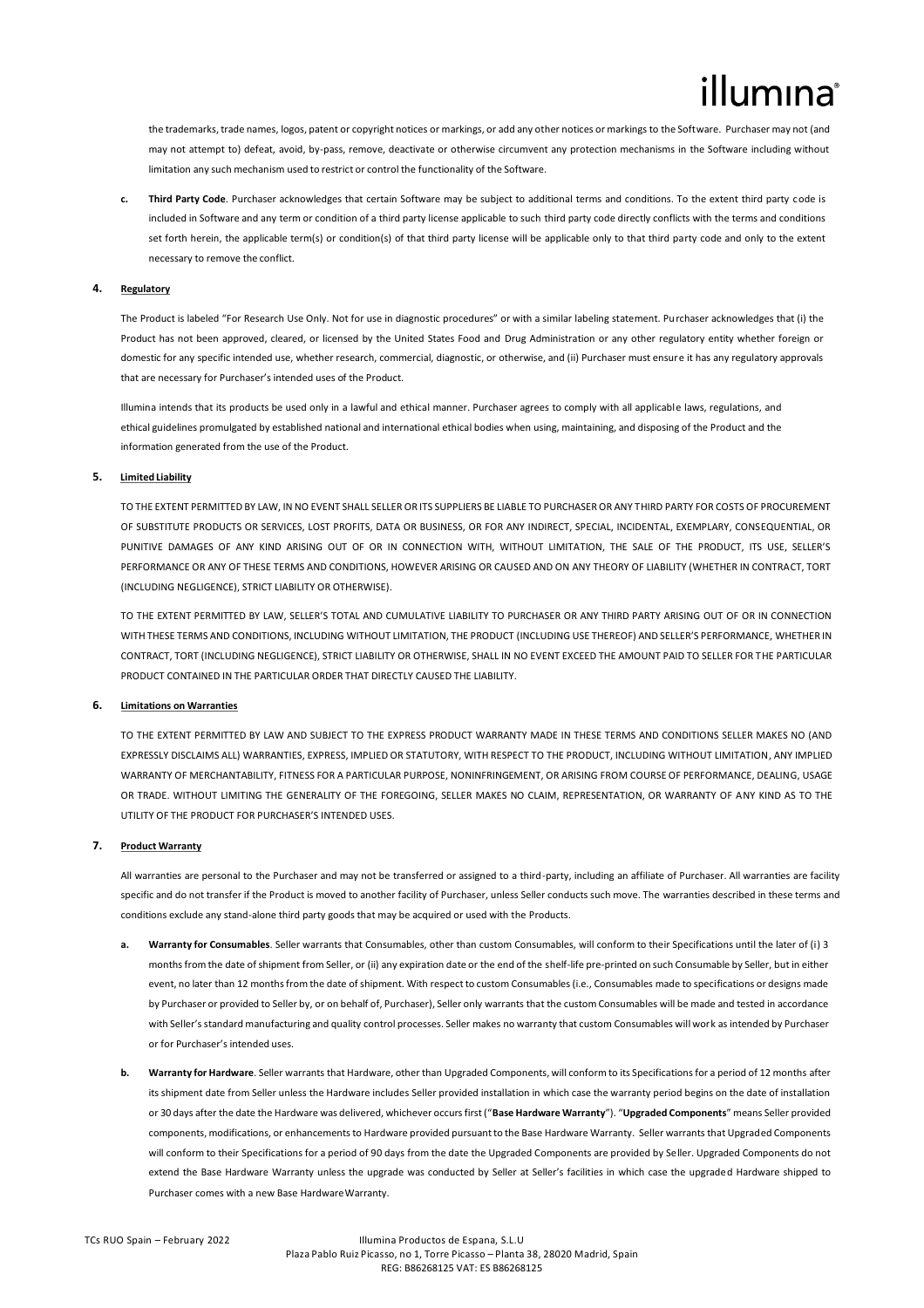the trademarks, trade names, logos, patent or copyright notices or markings, or add any other notices or markings to the Software. Purchaser may not (and may not attempt to) defeat, avoid, by-pass, remove, deactivate or otherwise circumvent any protection mechanisms in the Software including without limitation any such mechanism used to restrict or control the functionality of the Software.

**c. Third Party Code**. Purchaser acknowledges that certain Software may be subject to additional terms and conditions. To the extent third party code is included in Software and any term or condition of a third party license applicable to such third party code directly conflicts with the terms and conditions set forth herein, the applicable term(s) or condition(s) of that third party license will be applicable only to that third party code and only to the extent necessary to remove the conflict.

## 4. Regulatory

The Product is labeled "For Research Use Only. Not for use in diagnostic procedures" or with a similar labeling statement. Purchaser acknowledges that (i) the Product has not been approved, cleared, or licensed by the United States Food and Drug Administration or any other regulatory entity whether foreign or domestic for any specific intended use, whether research, commercial, diagnostic, or otherwise, and (ii) Purchaser must ensure it has any regulatory approvals that are necessary for Purchaser's intended uses of the Product.

Illumina intends that its products be used only in a lawful and ethical manner. Purchaser agrees to comply with all applicable laws, regulations, and ethical guidelines promulgated by established national and international ethical bodies when using, maintaining, and disposing of the Product and the information generated from the use of the Product.

## 5. Limited Liability

TO THE EXTENT PERMITTED BY LAW, IN NO EVENT SHALL SELLER OR ITS SUPPLIERS BE LIABLE TO PURCHASER OR ANY THIRD PARTY FOR COSTS OF PROCUREMENT OF SUBSTITUTE PRODUCTS OR SERVICES, LOST PROFITS, DATA OR BUSINESS, OR FOR ANY INDIRECT, SPECIAL, INCIDENTAL, EXEMPLARY, CONSEQUENTIAL, OR PUNITIVE DAMAGES OF ANY KIND ARISING OUT OF OR IN CONNECTION WITH, WITHOUT LIMITATION, THE SALE OF THE PRODUCT, ITS USE, SELLER'S PERFORMANCE OR ANY OF THESE TERMS AND CONDITIONS, HOWEVER ARISING OR CAUSED AND ON ANY THEORY OF LIABILITY (WHETHER IN CONTRACT, TORT (INCLUDING NEGLIGENCE), STRICT LIABILITY OR OTHERWISE).

TO THE EXTENT PERMITTED BY LAW, SELLER'S TOTAL AND CUMULATIVE LIABILITY TO PURCHASER OR ANY THIRD PARTY ARISING OUT OF OR IN CONNECTION WITH THESE TERMS AND CONDITIONS, INCLUDING WITHOUT LIMITATION, THE PRODUCT (INCLUDING USE THEREOF) AND SELLER'S PERFORMANCE, WHETHER IN CONTRACT, TORT (INCLUDING NEGLIGENCE), STRICT LIABILITY OR OTHERWISE, SHALL IN NO EVENT EXCEED THE AMOUNT PAID TO SELLER FOR THE PARTICULAR PRODUCT CONTAINED IN THE PARTICULAR ORDER THAT DIRECTLY CAUSED THE LIABILITY.

## 6. Limitations on Warranties

TO THE EXTENT PERMITTED BY LAW AND SUBJECT TO THE EXPRESS PRODUCT WARRANTY MADE IN THESE TERMS AND CONDITIONS SELLER MAKES NO (AND EXPRESSLY DISCLAIMS ALL) WARRANTIES, EXPRESS, IMPLIED OR STATUTORY, WITH RESPECT TO THE PRODUCT, INCLUDING WITHOUT LIMITATION, ANY IMPLIED WARRANTY OF MERCHANTABILITY, FITNESS FOR A PARTICULAR PURPOSE, NONINFRINGEMENT, OR ARISING FROM COURSE OF PERFORMANCE, DEALING, USAGE OR TRADE. WITHOUT LIMITING THE GENERALITY OF THE FOREGOING, SELLER MAKES NO CLAIM, REPRESENTATION, OR WARRANTY OF ANY KIND AS TO THE UTILITY OF THE PRODUCT FOR PURCHASER'S INTENDED USES.

## 7. Product Warranty

All warranties are personal to the Purchaser and may not be transferred or assigned to a third-party, including an affiliate of Purchaser. All warranties are facility specific and do not transfer if the Product is moved to another facility of Purchaser, unless Seller conducts such move. The warranties described in these terms and conditions exclude any stand-alone third party goods that may be acquired or used with the Products.

**a. Warranty for Consumables**. Seller warrants that Consumables, other than custom Consumables, will conform to their Specifications until the later of (i) 3 months from the date of shipment from Seller, or (ii) any expiration date or the end of the shelf-life pre-printed on such Consumable by Seller, but in either event, no later than 12 months from the date of shipment. With respect to custom Consumables (i.e., Consumables made to specifications or designs made by Purchaser or provided to Seller by, or on behalf of, Purchaser), Seller only warrants that the custom Consumables will be made and tested in accordance with Seller's standard manufacturing and quality control processes. Seller makes no warranty that custom Consumables will work as intended by Purchaser or for Purchaser's intended uses.

**b. Warranty for Hardware**. Seller warrants that Hardware, other than Upgraded Components, will conform to its Specifications for a period of 12 months after its shipment date from Seller unless the Hardware includes Seller provided installation in which case the warranty period begins on the date of installation or 30 days after the date the Hardware was delivered, whichever occurs first ("**Base Hardware Warranty**"). "**Upgraded Components**" means Seller provided components, modifications, or enhancements to Hardware provided pursuant to the Base Hardware Warranty. Seller warrants that Upgraded Components will conform to their Specifications for a period of 90 days from the date the Upgraded Components are provided by Seller. Upgraded Components do not extend the Base Hardware Warranty unless the upgrade was conducted by Seller at Seller's facilities in which case the upgraded Hardware shipped to Purchaser comes with a new Base Hardware Warranty.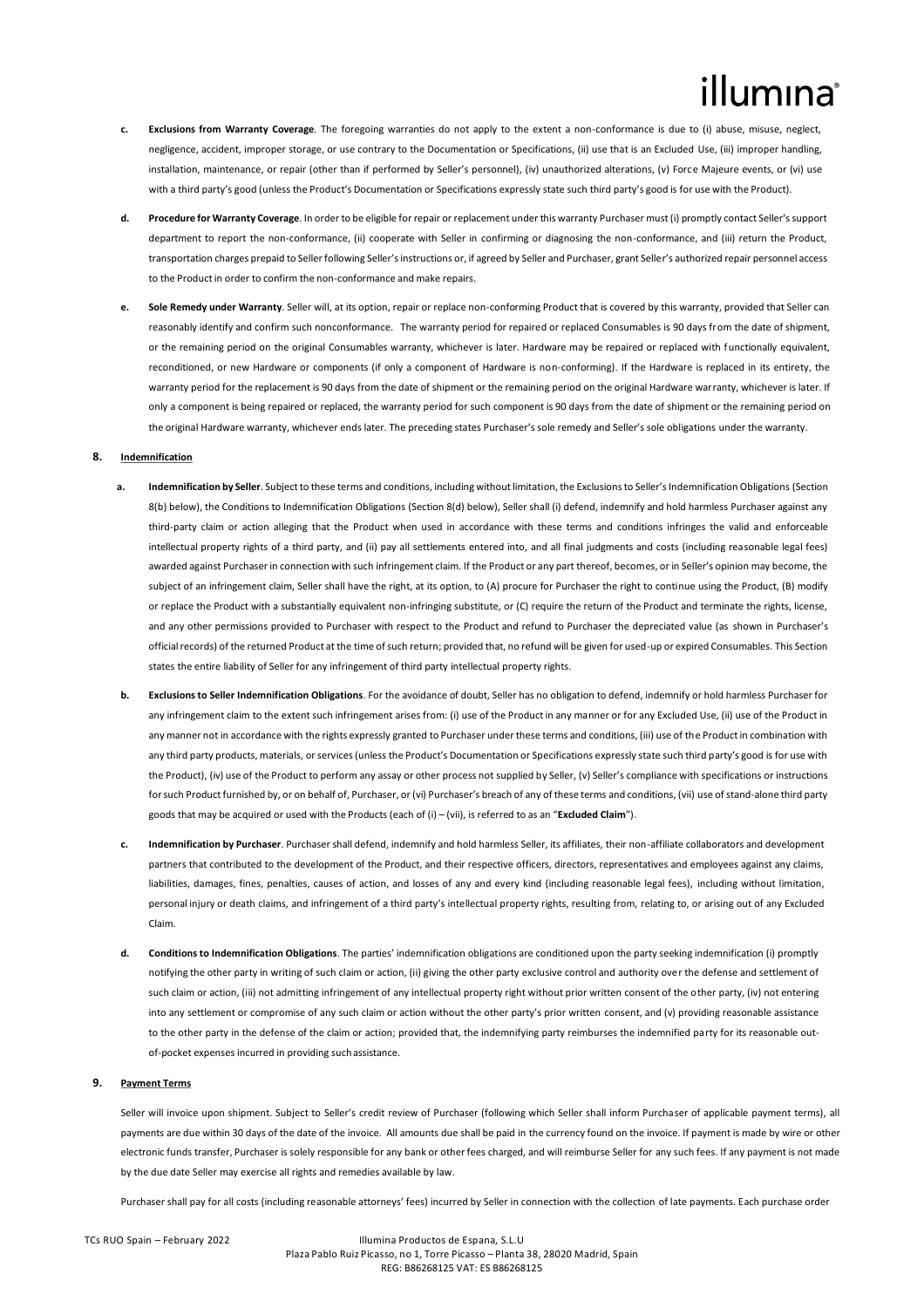- **c. Exclusions from Warranty Coverage**. The foregoing warranties do not apply to the extent a non-conformance is due to (i) abuse, misuse, neglect, negligence, accident, improper storage, or use contrary to the Documentation or Specifications, (ii) use that is an Excluded Use, (iii) improper handling, installation, maintenance, or repair (other than if performed by Seller's personnel), (iv) unauthorized alterations, (v) Force Majeure events, or (vi) use with a third party's good (unless the Product's Documentation or Specifications expressly state such third party's good is for use with the Product).

- **d. Procedure for Warranty Coverage**. In order to be eligible for repair or replacement under this warranty Purchaser must (i) promptly contact Seller's support department to report the non-conformance, (ii) cooperate with Seller in confirming or diagnosing the non-conformance, and (iii) return the Product, transportation charges prepaid to Seller following Seller's instructions or, if agreed by Seller and Purchaser, grant Seller's authorized repair personnel access to the Product in order to confirm the non-conformance and make repairs.

- **e. Sole Remedy under Warranty**. Seller will, at its option, repair or replace non-conforming Product that is covered by this warranty, provided that Seller can reasonably identify and confirm such nonconformance. The warranty period for repaired or replaced Consumables is 90 days from the date of shipment, or the remaining period on the original Consumables warranty, whichever is later. Hardware may be repaired or replaced with functionally equivalent, reconditioned, or new Hardware or components (if only a component of Hardware is non-conforming). If the Hardware is replaced in its entirety, the warranty period for the replacement is 90 days from the date of shipment or the remaining period on the original Hardware warranty, whichever is later. If only a component is being repaired or replaced, the warranty period for such component is 90 days from the date of shipment or the remaining period on the original Hardware warranty, whichever ends later. The preceding states Purchaser's sole remedy and Seller's sole obligations under the warranty.

## 8. Indemnification

- **a. Indemnification by Seller**. Subject to these terms and conditions, including without limitation, the Exclusions to Seller's Indemnification Obligations (Section 8(b) below), the Conditions to Indemnification Obligations (Section 8(d) below), Seller shall (i) defend, indemnify and hold harmless Purchaser against any third-party claim or action alleging that the Product when used in accordance with these terms and conditions infringes the valid and enforceable intellectual property rights of a third party, and (ii) pay all settlements entered into, and all final judgments and costs (including reasonable legal fees) awarded against Purchaser in connection with such infringement claim. If the Product or any part thereof, becomes, or in Seller's opinion may become, the subject of an infringement claim, Seller shall have the right, at its option, to (A) procure for Purchaser the right to continue using the Product, (B) modify or replace the Product with a substantially equivalent non-infringing substitute, or (C) require the return of the Product and terminate the rights, license, and any other permissions provided to Purchaser with respect to the Product and refund to Purchaser the depreciated value (as shown in Purchaser's official records) of the returned Product at the time of such return; provided that, no refund will be given for used-up or expired Consumables. This Section states the entire liability of Seller for any infringement of third party intellectual property rights.

- **b. Exclusions to Seller Indemnification Obligations**. For the avoidance of doubt, Seller has no obligation to defend, indemnify or hold harmless Purchaser for any infringement claim to the extent such infringement arises from: (i) use of the Product in any manner or for any Excluded Use, (ii) use of the Product in any manner not in accordance with the rights expressly granted to Purchaser under these terms and conditions, (iii) use of the Product in combination with any third party products, materials, or services (unless the Product's Documentation or Specifications expressly state such third party's good is for use with the Product), (iv) use of the Product to perform any assay or other process not supplied by Seller, (v) Seller's compliance with specifications or instructions for such Product furnished by, or on behalf of, Purchaser, or (vi) Purchaser's breach of any of these terms and conditions, (vii) use of stand-alone third party goods that may be acquired or used with the Products (each of (i) – (vii), is referred to as an "**Excluded Claim**").

- **c. Indemnification by Purchaser**. Purchaser shall defend, indemnify and hold harmless Seller, its affiliates, their non-affiliate collaborators and development partners that contributed to the development of the Product, and their respective officers, directors, representatives and employees against any claims, liabilities, damages, fines, penalties, causes of action, and losses of any and every kind (including reasonable legal fees), including without limitation, personal injury or death claims, and infringement of a third party's intellectual property rights, resulting from, relating to, or arising out of any Excluded Claim.

- **d. Conditions to Indemnification Obligations**. The parties' indemnification obligations are conditioned upon the party seeking indemnification (i) promptly notifying the other party in writing of such claim or action, (ii) giving the other party exclusive control and authority over the defense and settlement of such claim or action, (iii) not admitting infringement of any intellectual property right without prior written consent of the other party, (iv) not entering into any settlement or compromise of any such claim or action without the other party's prior written consent, and (v) providing reasonable assistance to the other party in the defense of the claim or action; provided that, the indemnifying party reimburses the indemnified party for its reasonable out-of-pocket expenses incurred in providing such assistance.

## 9. Payment Terms

Seller will invoice upon shipment. Subject to Seller's credit review of Purchaser (following which Seller shall inform Purchaser of applicable payment terms), all payments are due within 30 days of the date of the invoice. All amounts due shall be paid in the currency found on the invoice. If payment is made by wire or other electronic funds transfer, Purchaser is solely responsible for any bank or other fees charged, and will reimburse Seller for any such fees. If any payment is not made by the due date Seller may exercise all rights and remedies available by law.

Purchaser shall pay for all costs (including reasonable attorneys' fees) incurred by Seller in connection with the collection of late payments. Each purchase order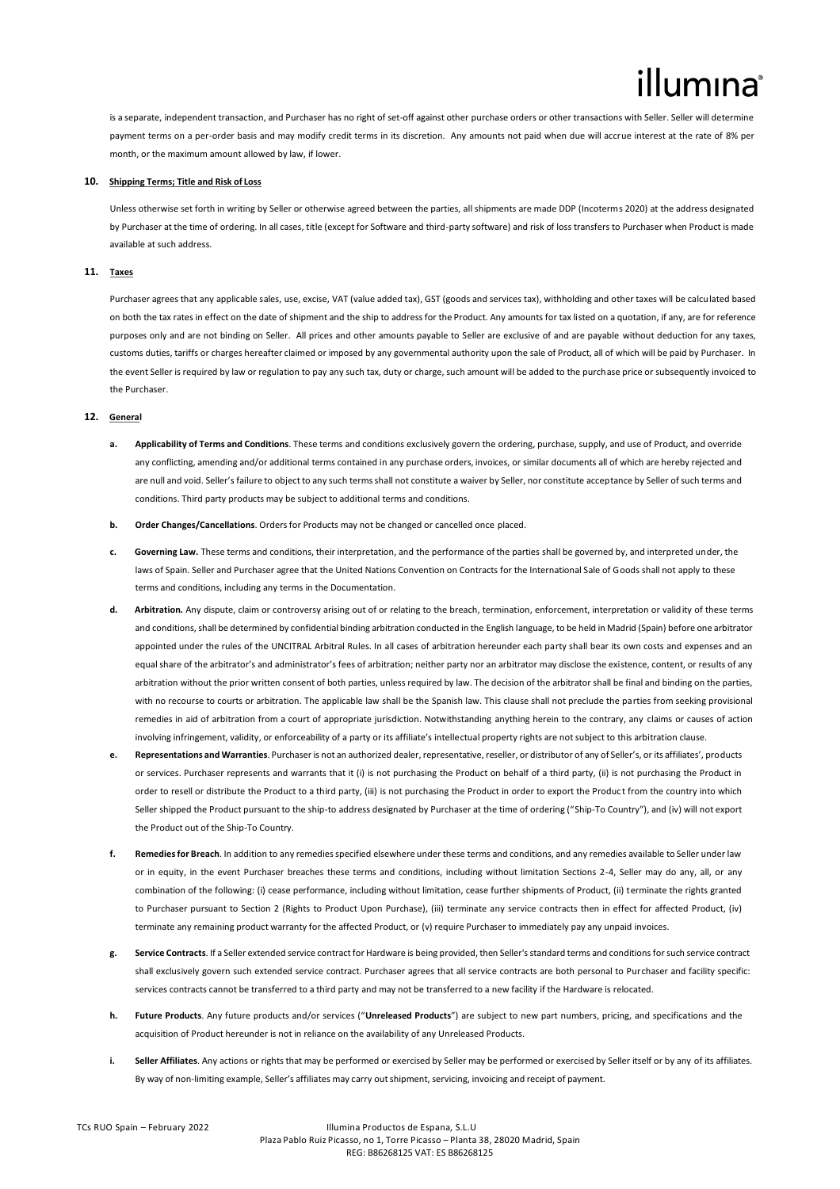is a separate, independent transaction, and Purchaser has no right of set-off against other purchase orders or other transactions with Seller. Seller will determine payment terms on a per-order basis and may modify credit terms in its discretion. Any amounts not paid when due will accrue interest at the rate of 8% per month, or the maximum amount allowed by law, if lower.

**10. Shipping Terms; Title and Risk of Loss**

Unless otherwise set forth in writing by Seller or otherwise agreed between the parties, all shipments are made DDP (Incoterms 2020) at the address designated by Purchaser at the time of ordering. In all cases, title (except for Software and third-party software) and risk of loss transfers to Purchaser when Product is made available at such address.

**11. Taxes**

Purchaser agrees that any applicable sales, use, excise, VAT (value added tax), GST (goods and services tax), withholding and other taxes will be calculated based on both the tax rates in effect on the date of shipment and the ship to address for the Product. Any amounts for tax listed on a quotation, if any, are for reference purposes only and are not binding on Seller. All prices and other amounts payable to Seller are exclusive of and are payable without deduction for any taxes, customs duties, tariffs or charges hereafter claimed or imposed by any governmental authority upon the sale of Product, all of which will be paid by Purchaser. In the event Seller is required by law or regulation to pay any such tax, duty or charge, such amount will be added to the purchase price or subsequently invoiced to the Purchaser.

**12. General**

a. **Applicability of Terms and Conditions**. These terms and conditions exclusively govern the ordering, purchase, supply, and use of Product, and override any conflicting, amending and/or additional terms contained in any purchase orders, invoices, or similar documents all of which are hereby rejected and are null and void. Seller's failure to object to any such terms shall not constitute a waiver by Seller, nor constitute acceptance by Seller of such terms and conditions. Third party products may be subject to additional terms and conditions.

b. **Order Changes/Cancellations**. Orders for Products may not be changed or cancelled once placed.

c. **Governing Law.** These terms and conditions, their interpretation, and the performance of the parties shall be governed by, and interpreted under, the laws of Spain. Seller and Purchaser agree that the United Nations Convention on Contracts for the International Sale of Goods shall not apply to these terms and conditions, including any terms in the Documentation.

d. **Arbitration.** Any dispute, claim or controversy arising out of or relating to the breach, termination, enforcement, interpretation or validity of these terms and conditions, shall be determined by confidential binding arbitration conducted in the English language, to be held in Madrid (Spain) before one arbitrator appointed under the rules of the UNCITRAL Arbitral Rules. In all cases of arbitration hereunder each party shall bear its own costs and expenses and an equal share of the arbitrator's and administrator's fees of arbitration; neither party nor an arbitrator may disclose the existence, content, or results of any arbitration without the prior written consent of both parties, unless required by law. The decision of the arbitrator shall be final and binding on the parties, with no recourse to courts or arbitration. The applicable law shall be the Spanish law. This clause shall not preclude the parties from seeking provisional remedies in aid of arbitration from a court of appropriate jurisdiction. Notwithstanding anything herein to the contrary, any claims or causes of action involving infringement, validity, or enforceability of a party or its affiliate's intellectual property rights are not subject to this arbitration clause.

e. **Representations and Warranties**. Purchaser is not an authorized dealer, representative, reseller, or distributor of any of Seller's, or its affiliates', products or services. Purchaser represents and warrants that it (i) is not purchasing the Product on behalf of a third party, (ii) is not purchasing the Product in order to resell or distribute the Product to a third party, (iii) is not purchasing the Product in order to export the Product from the country into which Seller shipped the Product pursuant to the ship-to address designated by Purchaser at the time of ordering ("Ship-To Country"), and (iv) will not export the Product out of the Ship-To Country.

f. **Remedies for Breach**. In addition to any remedies specified elsewhere under these terms and conditions, and any remedies available to Seller under law or in equity, in the event Purchaser breaches these terms and conditions, including without limitation Sections 2-4, Seller may do any, all, or any combination of the following: (i) cease performance, including without limitation, cease further shipments of Product, (ii) terminate the rights granted to Purchaser pursuant to Section 2 (Rights to Product Upon Purchase), (iii) terminate any service contracts then in effect for affected Product, (iv) terminate any remaining product warranty for the affected Product, or (v) require Purchaser to immediately pay any unpaid invoices.

g. **Service Contracts**. If a Seller extended service contract for Hardware is being provided, then Seller's standard terms and conditions for such service contract shall exclusively govern such extended service contract. Purchaser agrees that all service contracts are both personal to Purchaser and facility specific: services contracts cannot be transferred to a third party and may not be transferred to a new facility if the Hardware is relocated.

h. **Future Products**. Any future products and/or services ("**Unreleased Products**") are subject to new part numbers, pricing, and specifications and the acquisition of Product hereunder is not in reliance on the availability of any Unreleased Products.

i. **Seller Affiliates**. Any actions or rights that may be performed or exercised by Seller may be performed or exercised by Seller itself or by any of its affiliates. By way of non-limiting example, Seller's affiliates may carry out shipment, servicing, invoicing and receipt of payment.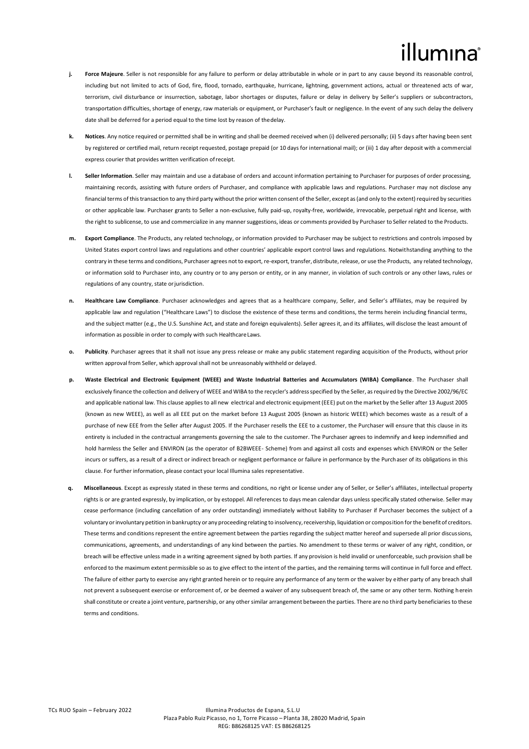**j. Force Majeure**. Seller is not responsible for any failure to perform or delay attributable in whole or in part to any cause beyond its reasonable control, including but not limited to acts of God, fire, flood, tornado, earthquake, hurricane, lightning, government actions, actual or threatened acts of war, terrorism, civil disturbance or insurrection, sabotage, labor shortages or disputes, failure or delay in delivery by Seller's suppliers or subcontractors, transportation difficulties, shortage of energy, raw materials or equipment, or Purchaser's fault or negligence. In the event of any such delay the delivery date shall be deferred for a period equal to the time lost by reason of the delay.

**k. Notices**. Any notice required or permitted shall be in writing and shall be deemed received when (i) delivered personally; (ii) 5 days after having been sent by registered or certified mail, return receipt requested, postage prepaid (or 10 days for international mail); or (iii) 1 day after deposit with a commercial express courier that provides written verification of receipt.

**l. Seller Information**. Seller may maintain and use a database of orders and account information pertaining to Purchaser for purposes of order processing, maintaining records, assisting with future orders of Purchaser, and compliance with applicable laws and regulations. Purchaser may not disclose any financial terms of this transaction to any third party without the prior written consent of the Seller, except as (and only to the extent) required by securities or other applicable law. Purchaser grants to Seller a non-exclusive, fully paid-up, royalty-free, worldwide, irrevocable, perpetual right and license, with the right to sublicense, to use and commercialize in any manner suggestions, ideas or comments provided by Purchaser to Seller related to the Products.

**m. Export Compliance**. The Products, any related technology, or information provided to Purchaser may be subject to restrictions and controls imposed by United States export control laws and regulations and other countries' applicable export control laws and regulations. Notwithstanding anything to the contrary in these terms and conditions, Purchaser agrees not to export, re-export, transfer, distribute, release, or use the Products, any related technology, or information sold to Purchaser into, any country or to any person or entity, or in any manner, in violation of such controls or any other laws, rules or regulations of any country, state or jurisdiction.

**n. Healthcare Law Compliance**. Purchaser acknowledges and agrees that as a healthcare company, Seller, and Seller's affiliates, may be required by applicable law and regulation ("Healthcare Laws") to disclose the existence of these terms and conditions, the terms herein including financial terms, and the subject matter (e.g., the U.S. Sunshine Act, and state and foreign equivalents). Seller agrees it, and its affiliates, will disclose the least amount of information as possible in order to comply with such Healthcare Laws.

**o. Publicity**. Purchaser agrees that it shall not issue any press release or make any public statement regarding acquisition of the Products, without prior written approval from Seller, which approval shall not be unreasonably withheld or delayed.

**p. Waste Electrical and Electronic Equipment (WEEE) and Waste Industrial Batteries and Accumulators (WIBA) Compliance**. The Purchaser shall exclusively finance the collection and delivery of WEEE and WIBA to the recycler's address specified by the Seller, as required by the Directive 2002/96/EC and applicable national law. This clause applies to all new electrical and electronic equipment (EEE) put on the market by the Seller after 13 August 2005 (known as new WEEE), as well as all EEE put on the market before 13 August 2005 (known as historic WEEE) which becomes waste as a result of a purchase of new EEE from the Seller after August 2005. If the Purchaser resells the EEE to a customer, the Purchaser will ensure that this clause in its entirety is included in the contractual arrangements governing the sale to the customer. The Purchaser agrees to indemnify and keep indemnified and hold harmless the Seller and ENVIRON (as the operator of B2BWEEE- Scheme) from and against all costs and expenses which ENVIRON or the Seller incurs or suffers, as a result of a direct or indirect breach or negligent performance or failure in performance by the Purchaser of its obligations in this clause. For further information, please contact your local Illumina sales representative.

**q. Miscellaneous**. Except as expressly stated in these terms and conditions, no right or license under any of Seller, or Seller's affiliates, intellectual property rights is or are granted expressly, by implication, or by estoppel. All references to days mean calendar days unless specifically stated otherwise. Seller may cease performance (including cancellation of any order outstanding) immediately without liability to Purchaser if Purchaser becomes the subject of a voluntary or involuntary petition in bankruptcy or any proceeding relating to insolvency, receivership, liquidation or composition for the benefit of creditors. These terms and conditions represent the entire agreement between the parties regarding the subject matter hereof and supersede all prior discussions, communications, agreements, and understandings of any kind between the parties. No amendment to these terms or waiver of any right, condition, or breach will be effective unless made in a writing agreement signed by both parties. If any provision is held invalid or unenforceable, such provision shall be enforced to the maximum extent permissible so as to give effect to the intent of the parties, and the remaining terms will continue in full force and effect. The failure of either party to exercise any right granted herein or to require any performance of any term or the waiver by either party of any breach shall not prevent a subsequent exercise or enforcement of, or be deemed a waiver of any subsequent breach of, the same or any other term. Nothing herein shall constitute or create a joint venture, partnership, or any other similar arrangement between the parties. There are no third party beneficiaries to these terms and conditions.